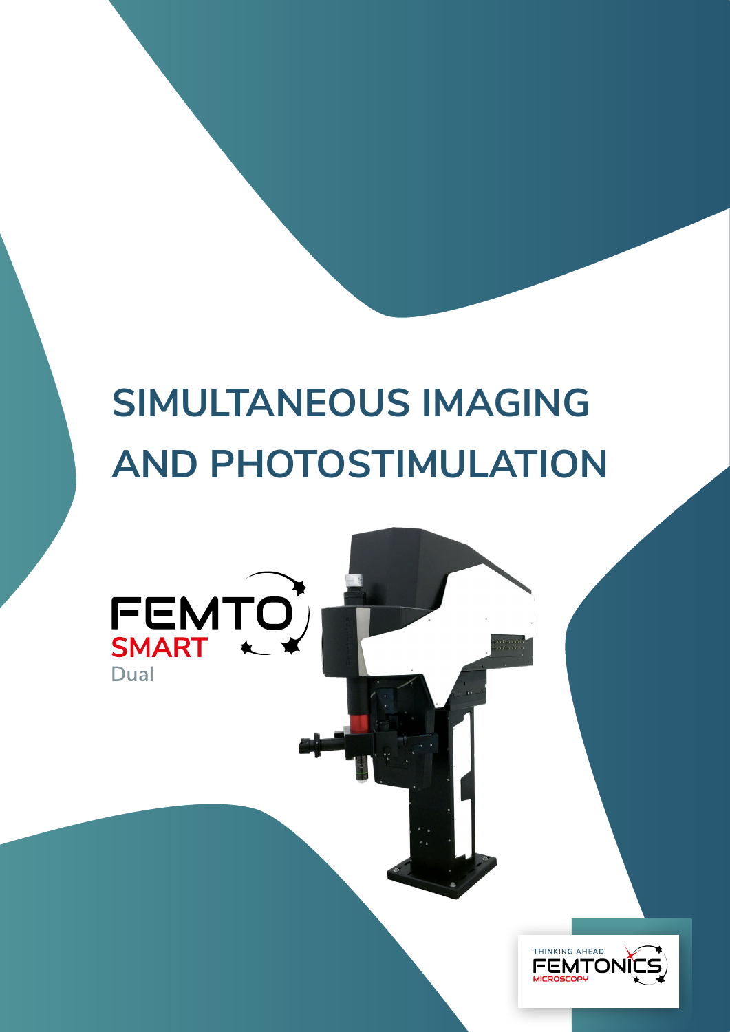# SIMULTANEOUS IMAGING AND PHOTOSTIMULATION

FEMTO SMART Dual

THINKING AHEAD FEMTONICS MICROSCOPY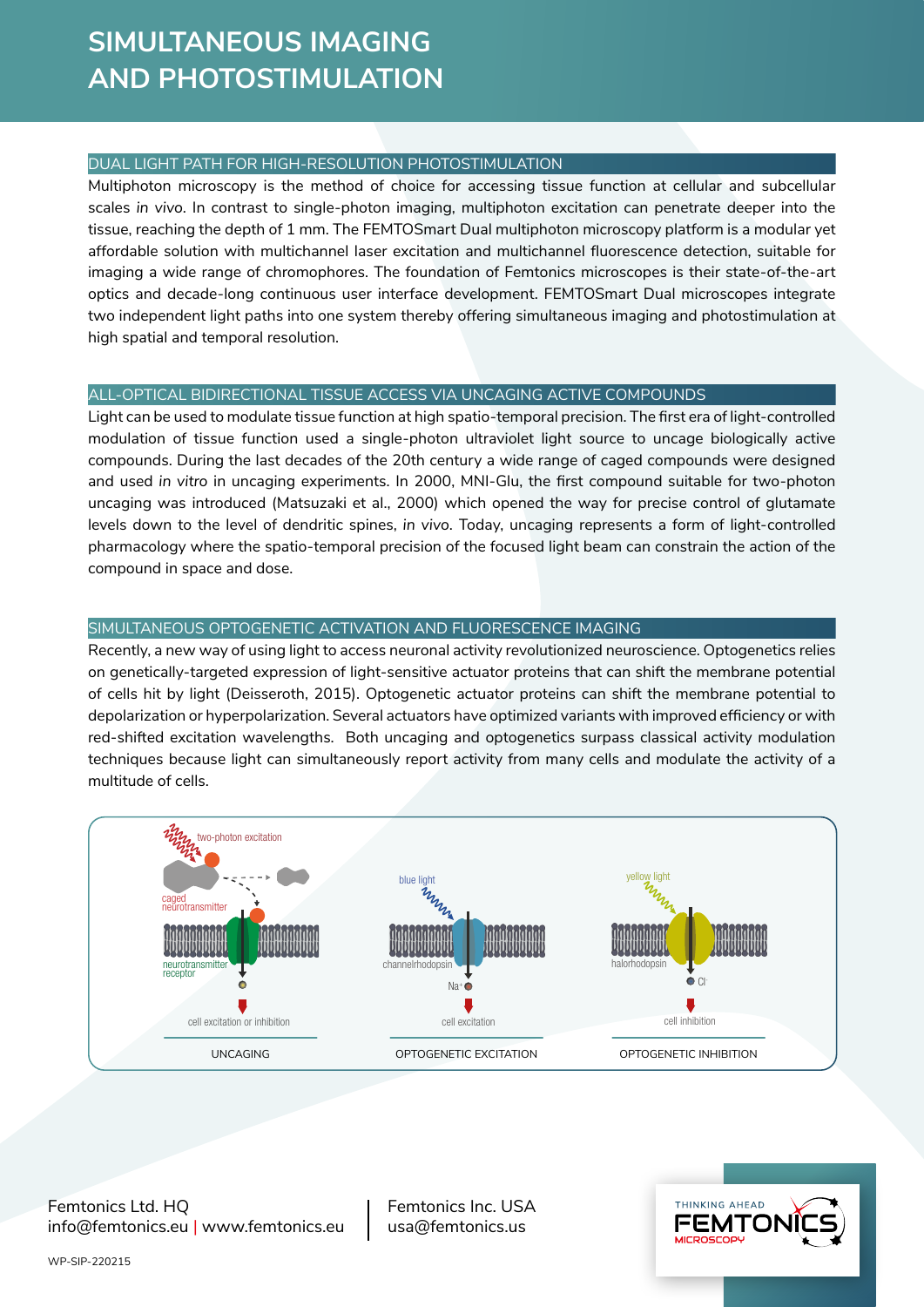# SIMULTANEOUS IMAGING AND PHOTOSTIMULATION

## DUAL LIGHT PATH FOR HIGH-RESOLUTION PHOTOSTIMULATION

Multiphoton microscopy is the method of choice for accessing tissue function at cellular and subcellular scales *in vivo*. In contrast to single-photon imaging, multiphoton excitation can penetrate deeper into the tissue, reaching the depth of 1 mm. The FEMTOSmart Dual multiphoton microscopy platform is a modular yet affordable solution with multichannel laser excitation and multichannel fluorescence detection, suitable for imaging a wide range of chromophores. The foundation of Femtonics microscopes is their state-of-the-art optics and decade-long continuous user interface development. FEMTOSmart Dual microscopes integrate two independent light paths into one system thereby offering simultaneous imaging and photostimulation at high spatial and temporal resolution.

## ALL-OPTICAL BIDIRECTIONAL TISSUE ACCESS VIA UNCAGING ACTIVE COMPOUNDS

Light can be used to modulate tissue function at high spatio-temporal precision. The first era of light-controlled modulation of tissue function used a single-photon ultraviolet light source to uncage biologically active compounds. During the last decades of the 20th century a wide range of caged compounds were designed and used *in vitro* in uncaging experiments. In 2000, MNI-Glu, the first compound suitable for two-photon uncaging was introduced (Matsuzaki et al., 2000) which opened the way for precise control of glutamate levels down to the level of dendritic spines, *in vivo*. Today, uncaging represents a form of light-controlled pharmacology where the spatio-temporal precision of the focused light beam can constrain the action of the compound in space and dose.

## SIMULTANEOUS OPTOGENETIC ACTIVATION AND FLUORESCENCE IMAGING

Recently, a new way of using light to access neuronal activity revolutionized neuroscience. Optogenetics relies on genetically-targeted expression of light-sensitive actuator proteins that can shift the membrane potential of cells hit by light (Deisseroth, 2015). Optogenetic actuator proteins can shift the membrane potential to depolarization or hyperpolarization. Several actuators have optimized variants with improved efficiency or with red-shifted excitation wavelengths. Both uncaging and optogenetics surpass classical activity modulation techniques because light can simultaneously report activity from many cells and modulate the activity of a multitude of cells.

two-photon excitation · caged neurotransmitter · neurotransmitter receptor · cell excitation or inhibition — UNCAGING

blue light · channelrhodopsin · $Na^{+}$ · cell excitation — OPTOGENETIC EXCITATION

yellow light · halorhodopsin · $Cl^{-}$ · cell inhibition — OPTOGENETIC INHIBITION

Femtonics Ltd. HQ
info@femtonics.eu | www.femtonics.eu

Femtonics Inc. USA
usa@femtonics.us

WP-SIP-220215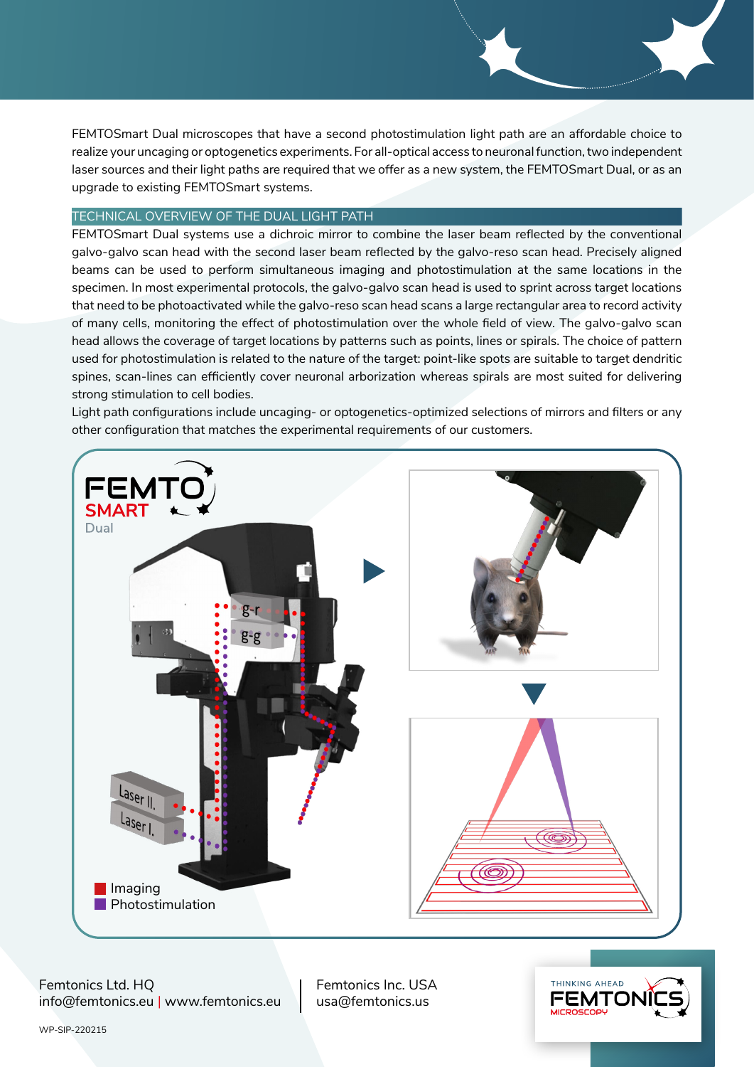FEMTOSmart Dual microscopes that have a second photostimulation light path are an affordable choice to realize your uncaging or optogenetics experiments. For all-optical access to neuronal function, two independent laser sources and their light paths are required that we offer as a new system, the FEMTOSmart Dual, or as an upgrade to existing FEMTOSmart systems.

## TECHNICAL OVERVIEW OF THE DUAL LIGHT PATH

FEMTOSmart Dual systems use a dichroic mirror to combine the laser beam reflected by the conventional galvo-galvo scan head with the second laser beam reflected by the galvo-reso scan head. Precisely aligned beams can be used to perform simultaneous imaging and photostimulation at the same locations in the specimen. In most experimental protocols, the galvo-galvo scan head is used to sprint across target locations that need to be photoactivated while the galvo-reso scan head scans a large rectangular area to record activity of many cells, monitoring the effect of photostimulation over the whole field of view. The galvo-galvo scan head allows the coverage of target locations by patterns such as points, lines or spirals. The choice of pattern used for photostimulation is related to the nature of the target: point-like spots are suitable to target dendritic spines, scan-lines can efficiently cover neuronal arborization whereas spirals are most suited for delivering strong stimulation to cell bodies.

Light path configurations include uncaging- or optogenetics-optimized selections of mirrors and filters or any other configuration that matches the experimental requirements of our customers.

FEMTO SMART Dual

g-r
g-g
Laser II.
Laser I.

Imaging
Photostimulation

Femtonics Ltd. HQ
info@femtonics.eu | www.femtonics.eu

Femtonics Inc. USA
usa@femtonics.us

WP-SIP-220215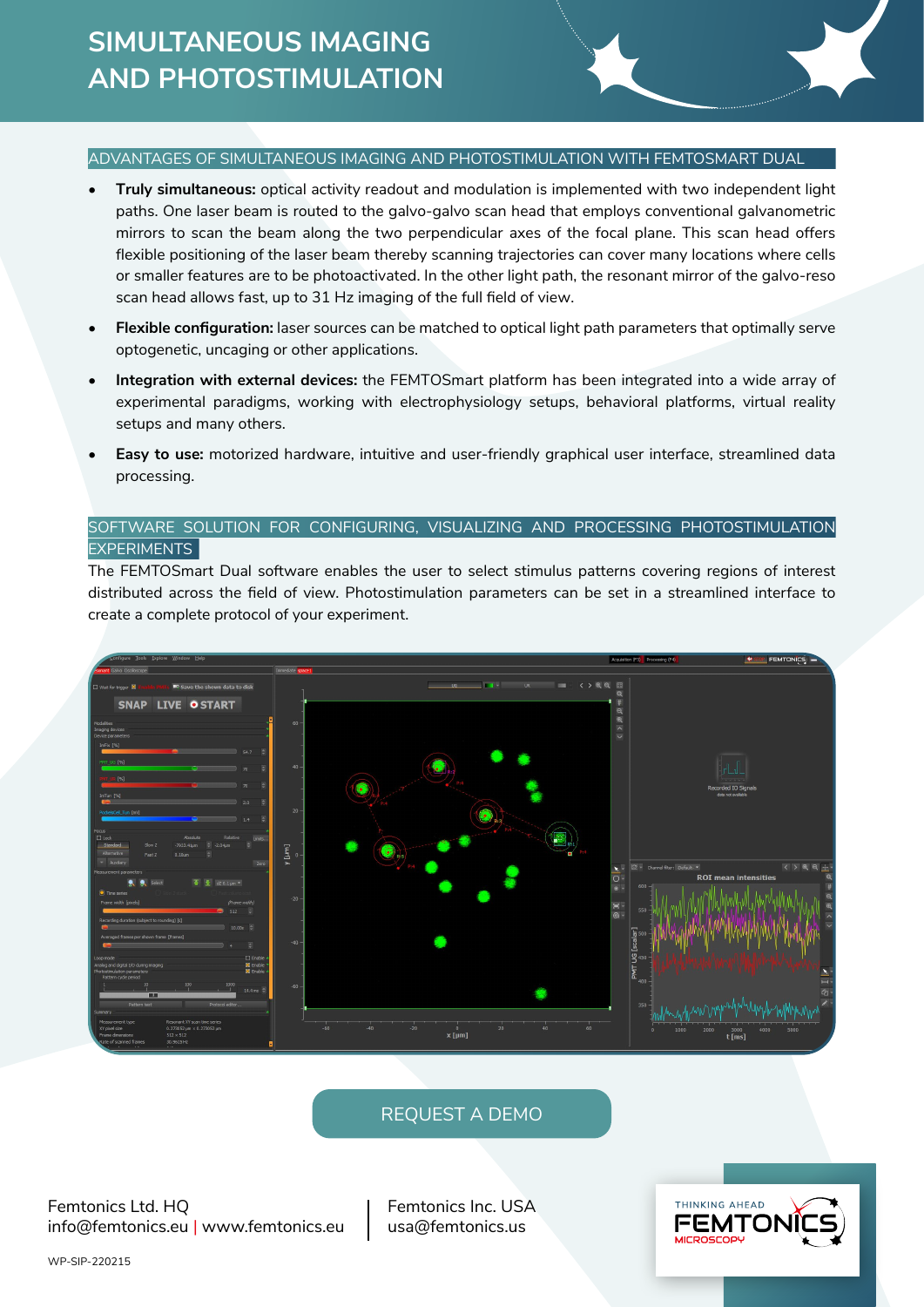# SIMULTANEOUS IMAGING AND PHOTOSTIMULATION

## ADVANTAGES OF SIMULTANEOUS IMAGING AND PHOTOSTIMULATION WITH FEMTOSMART DUAL

- **Truly simultaneous:** optical activity readout and modulation is implemented with two independent light paths. One laser beam is routed to the galvo-galvo scan head that employs conventional galvanometric mirrors to scan the beam along the two perpendicular axes of the focal plane. This scan head offers flexible positioning of the laser beam thereby scanning trajectories can cover many locations where cells or smaller features are to be photoactivated. In the other light path, the resonant mirror of the galvo-reso scan head allows fast, up to 31 Hz imaging of the full field of view.
- **Flexible configuration:** laser sources can be matched to optical light path parameters that optimally serve optogenetic, uncaging or other applications.
- **Integration with external devices:** the FEMTOSmart platform has been integrated into a wide array of experimental paradigms, working with electrophysiology setups, behavioral platforms, virtual reality setups and many others.
- **Easy to use:** motorized hardware, intuitive and user-friendly graphical user interface, streamlined data processing.

## SOFTWARE SOLUTION FOR CONFIGURING, VISUALIZING AND PROCESSING PHOTOSTIMULATION EXPERIMENTS

The FEMTOSmart Dual software enables the user to select stimulus patterns covering regions of interest distributed across the field of view. Photostimulation parameters can be set in a streamlined interface to create a complete protocol of your experiment.

REQUEST A DEMO

Femtonics Ltd. HQ
info@femtonics.eu | www.femtonics.eu

Femtonics Inc. USA
usa@femtonics.us

THINKING AHEAD FEMTONICS MICROSCOPY

WP-SIP-220215